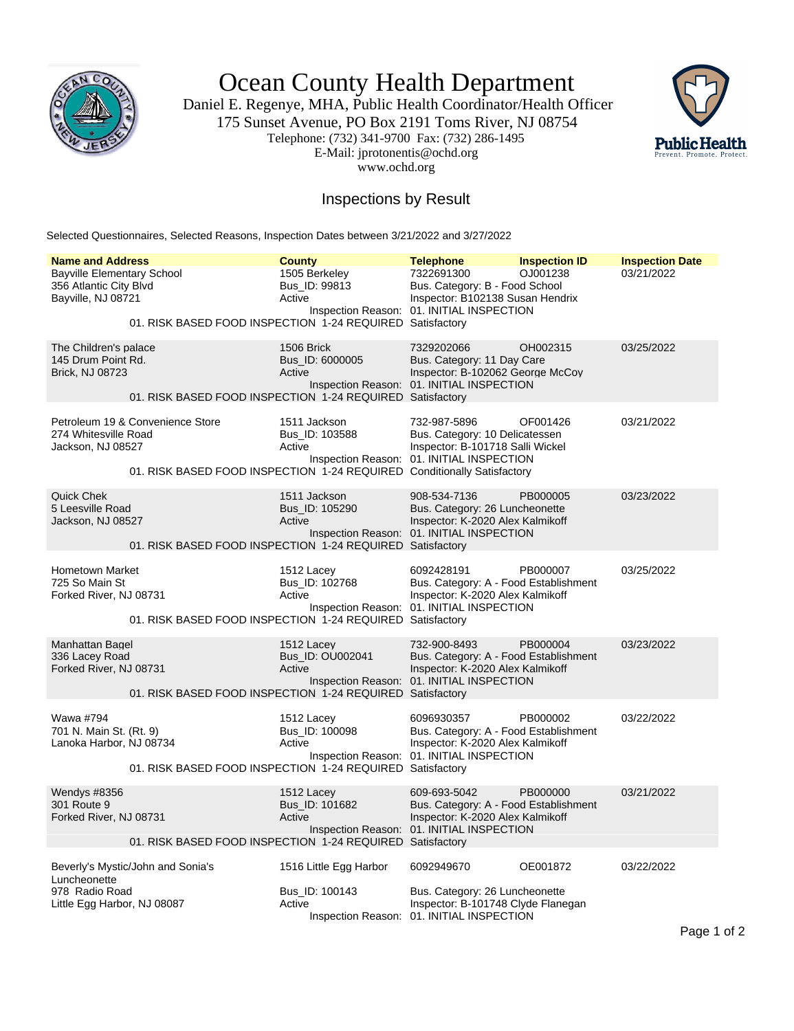# Ocean County Health Department

Daniel E. Regenye, MHA, Public Health Coordinator/Health Officer
175 Sunset Avenue, PO Box 2191 Toms River, NJ 08754
Telephone: (732) 341-9700 Fax: (732) 286-1495
E-Mail: jprotonentis@ochd.org
www.ochd.org

## Inspections by Result

Selected Questionnaires, Selected Reasons, Inspection Dates between 3/21/2022 and 3/27/2022

| Name and Address | County | Telephone | Inspection ID | Inspection Date |
|---|---|---|---|---|
| Bayville Elementary School<br>356 Atlantic City Blvd<br>Bayville, NJ 08721 | 1505 Berkeley<br>Bus_ID: 99813<br>Active | 7322691300<br>Bus. Category: B - Food School<br>Inspector: B102138 Susan Hendrix | OJ001238 | 03/21/2022 |
| | Inspection Reason: | 01. INITIAL INSPECTION | | |
| 01. RISK BASED FOOD INSPECTION 1-24 REQUIRED | | Satisfactory | | |
| The Children's palace<br>145 Drum Point Rd.<br>Brick, NJ 08723 | 1506 Brick<br>Bus_ID: 6000005<br>Active | 7329202066<br>Bus. Category: 11 Day Care<br>Inspector: B-102062 George McCoy | OH002315 | 03/25/2022 |
| | Inspection Reason: | 01. INITIAL INSPECTION | | |
| 01. RISK BASED FOOD INSPECTION 1-24 REQUIRED | | Satisfactory | | |
| Petroleum 19 & Convenience Store<br>274 Whitesville Road<br>Jackson, NJ 08527 | 1511 Jackson<br>Bus_ID: 103588<br>Active | 732-987-5896<br>Bus. Category: 10 Delicatessen<br>Inspector: B-101718 Salli Wickel | OF001426 | 03/21/2022 |
| | Inspection Reason: | 01. INITIAL INSPECTION | | |
| 01. RISK BASED FOOD INSPECTION 1-24 REQUIRED | | Conditionally Satisfactory | | |
| Quick Chek<br>5 Leesville Road<br>Jackson, NJ 08527 | 1511 Jackson<br>Bus_ID: 105290<br>Active | 908-534-7136<br>Bus. Category: 26 Luncheonette<br>Inspector: K-2020 Alex Kalmikoff | PB000005 | 03/23/2022 |
| | Inspection Reason: | 01. INITIAL INSPECTION | | |
| 01. RISK BASED FOOD INSPECTION 1-24 REQUIRED | | Satisfactory | | |
| Hometown Market<br>725 So Main St<br>Forked River, NJ 08731 | 1512 Lacey<br>Bus_ID: 102768<br>Active | 6092428191<br>Bus. Category: A - Food Establishment<br>Inspector: K-2020 Alex Kalmikoff | PB000007 | 03/25/2022 |
| | Inspection Reason: | 01. INITIAL INSPECTION | | |
| 01. RISK BASED FOOD INSPECTION 1-24 REQUIRED | | Satisfactory | | |
| Manhattan Bagel<br>336 Lacey Road<br>Forked River, NJ 08731 | 1512 Lacey<br>Bus_ID: OU002041<br>Active | 732-900-8493<br>Bus. Category: A - Food Establishment<br>Inspector: K-2020 Alex Kalmikoff | PB000004 | 03/23/2022 |
| | Inspection Reason: | 01. INITIAL INSPECTION | | |
| 01. RISK BASED FOOD INSPECTION 1-24 REQUIRED | | Satisfactory | | |
| Wawa #794<br>701 N. Main St. (Rt. 9)<br>Lanoka Harbor, NJ 08734 | 1512 Lacey<br>Bus_ID: 100098<br>Active | 6096930357<br>Bus. Category: A - Food Establishment<br>Inspector: K-2020 Alex Kalmikoff | PB000002 | 03/22/2022 |
| | Inspection Reason: | 01. INITIAL INSPECTION | | |
| 01. RISK BASED FOOD INSPECTION 1-24 REQUIRED | | Satisfactory | | |
| Wendys #8356<br>301 Route 9<br>Forked River, NJ 08731 | 1512 Lacey<br>Bus_ID: 101682<br>Active | 609-693-5042<br>Bus. Category: A - Food Establishment<br>Inspector: K-2020 Alex Kalmikoff | PB000000 | 03/21/2022 |
| | Inspection Reason: | 01. INITIAL INSPECTION | | |
| 01. RISK BASED FOOD INSPECTION 1-24 REQUIRED | | Satisfactory | | |
| Beverly's Mystic/John and Sonia's Luncheonette<br>978 Radio Road<br>Little Egg Harbor, NJ 08087 | 1516 Little Egg Harbor<br>Bus_ID: 100143<br>Active | 6092949670<br>Bus. Category: 26 Luncheonette<br>Inspector: B-101748 Clyde Flanegan | OE001872 | 03/22/2022 |
| | Inspection Reason: | 01. INITIAL INSPECTION | | |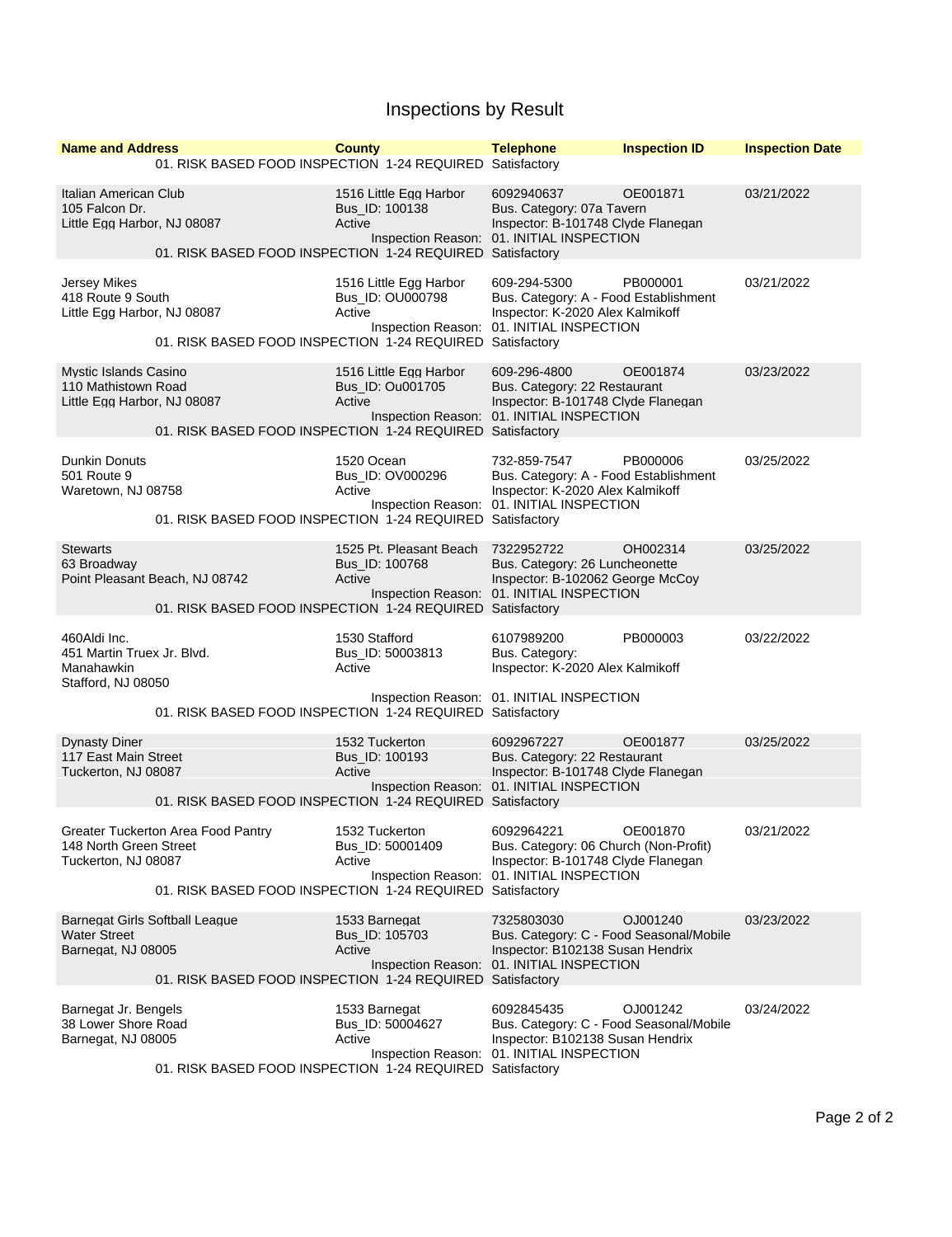# Inspections by Result

| Name and Address | County | Telephone | Inspection ID | Inspection Date |
|---|---|---|---|---|
| 01. RISK BASED FOOD INSPECTION 1-24 REQUIRED Satisfactory | | | | |
| Italian American Club<br>105 Falcon Dr.<br>Little Egg Harbor, NJ 08087 | 1516 Little Egg Harbor<br>Bus_ID: 100138<br>Active | 6092940637<br>Bus. Category: 07a Tavern<br>Inspector: B-101748 Clyde Flanegan | OE001871 | 03/21/2022 |
| | Inspection Reason: | 01. INITIAL INSPECTION | | |
| 01. RISK BASED FOOD INSPECTION 1-24 REQUIRED Satisfactory | | | | |
| Jersey Mikes<br>418 Route 9 South<br>Little Egg Harbor, NJ 08087 | 1516 Little Egg Harbor<br>Bus_ID: OU000798<br>Active | 609-294-5300<br>Bus. Category: A - Food Establishment<br>Inspector: K-2020 Alex Kalmikoff | PB000001 | 03/21/2022 |
| | Inspection Reason: | 01. INITIAL INSPECTION | | |
| 01. RISK BASED FOOD INSPECTION 1-24 REQUIRED Satisfactory | | | | |
| Mystic Islands Casino<br>110 Mathistown Road<br>Little Egg Harbor, NJ 08087 | 1516 Little Egg Harbor<br>Bus_ID: Ou001705<br>Active | 609-296-4800<br>Bus. Category: 22 Restaurant<br>Inspector: B-101748 Clyde Flanegan | OE001874 | 03/23/2022 |
| | Inspection Reason: | 01. INITIAL INSPECTION | | |
| 01. RISK BASED FOOD INSPECTION 1-24 REQUIRED Satisfactory | | | | |
| Dunkin Donuts<br>501 Route 9<br>Waretown, NJ 08758 | 1520 Ocean<br>Bus_ID: OV000296<br>Active | 732-859-7547<br>Bus. Category: A - Food Establishment<br>Inspector: K-2020 Alex Kalmikoff | PB000006 | 03/25/2022 |
| | Inspection Reason: | 01. INITIAL INSPECTION | | |
| 01. RISK BASED FOOD INSPECTION 1-24 REQUIRED Satisfactory | | | | |
| Stewarts<br>63 Broadway<br>Point Pleasant Beach, NJ 08742 | 1525 Pt. Pleasant Beach<br>Bus_ID: 100768<br>Active | 7322952722<br>Bus. Category: 26 Luncheonette<br>Inspector: B-102062 George McCoy | OH002314 | 03/25/2022 |
| | Inspection Reason: | 01. INITIAL INSPECTION | | |
| 01. RISK BASED FOOD INSPECTION 1-24 REQUIRED Satisfactory | | | | |
| 460Aldi Inc.<br>451 Martin Truex Jr. Blvd.<br>Manahawkin<br>Stafford, NJ 08050 | 1530 Stafford<br>Bus_ID: 50003813<br>Active | 6107989200<br>Bus. Category:<br>Inspector: K-2020 Alex Kalmikoff | PB000003 | 03/22/2022 |
| | Inspection Reason: | 01. INITIAL INSPECTION | | |
| 01. RISK BASED FOOD INSPECTION 1-24 REQUIRED Satisfactory | | | | |
| Dynasty Diner<br>117 East Main Street<br>Tuckerton, NJ 08087 | 1532 Tuckerton<br>Bus_ID: 100193<br>Active | 6092967227<br>Bus. Category: 22 Restaurant<br>Inspector: B-101748 Clyde Flanegan | OE001877 | 03/25/2022 |
| | Inspection Reason: | 01. INITIAL INSPECTION | | |
| 01. RISK BASED FOOD INSPECTION 1-24 REQUIRED Satisfactory | | | | |
| Greater Tuckerton Area Food Pantry<br>148 North Green Street<br>Tuckerton, NJ 08087 | 1532 Tuckerton<br>Bus_ID: 50001409<br>Active | 6092964221<br>Bus. Category: 06 Church (Non-Profit)<br>Inspector: B-101748 Clyde Flanegan | OE001870 | 03/21/2022 |
| | Inspection Reason: | 01. INITIAL INSPECTION | | |
| 01. RISK BASED FOOD INSPECTION 1-24 REQUIRED Satisfactory | | | | |
| Barnegat Girls Softball League<br>Water Street<br>Barnegat, NJ 08005 | 1533 Barnegat<br>Bus_ID: 105703<br>Active | 7325803030<br>Bus. Category: C - Food Seasonal/Mobile<br>Inspector: B102138 Susan Hendrix | OJ001240 | 03/23/2022 |
| | Inspection Reason: | 01. INITIAL INSPECTION | | |
| 01. RISK BASED FOOD INSPECTION 1-24 REQUIRED Satisfactory | | | | |
| Barnegat Jr. Bengels<br>38 Lower Shore Road<br>Barnegat, NJ 08005 | 1533 Barnegat<br>Bus_ID: 50004627<br>Active | 6092845435<br>Bus. Category: C - Food Seasonal/Mobile<br>Inspector: B102138 Susan Hendrix | OJ001242 | 03/24/2022 |
| | Inspection Reason: | 01. INITIAL INSPECTION | | |
| 01. RISK BASED FOOD INSPECTION 1-24 REQUIRED Satisfactory | | | | |